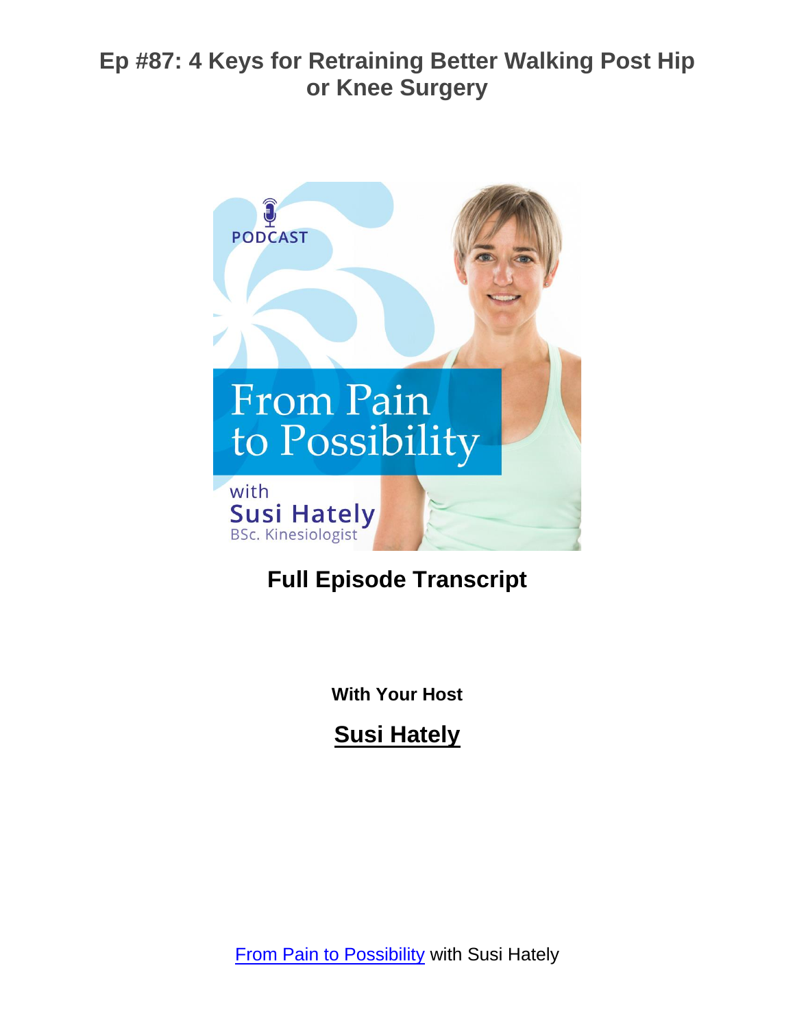# Ep #87: 4 Keys for Retraining Better Walking Post Hip or Knee Surgery

## Full Episode Transcript

**With Your Host**

**Susi Hately**

From Pain to Possibility with Susi Hately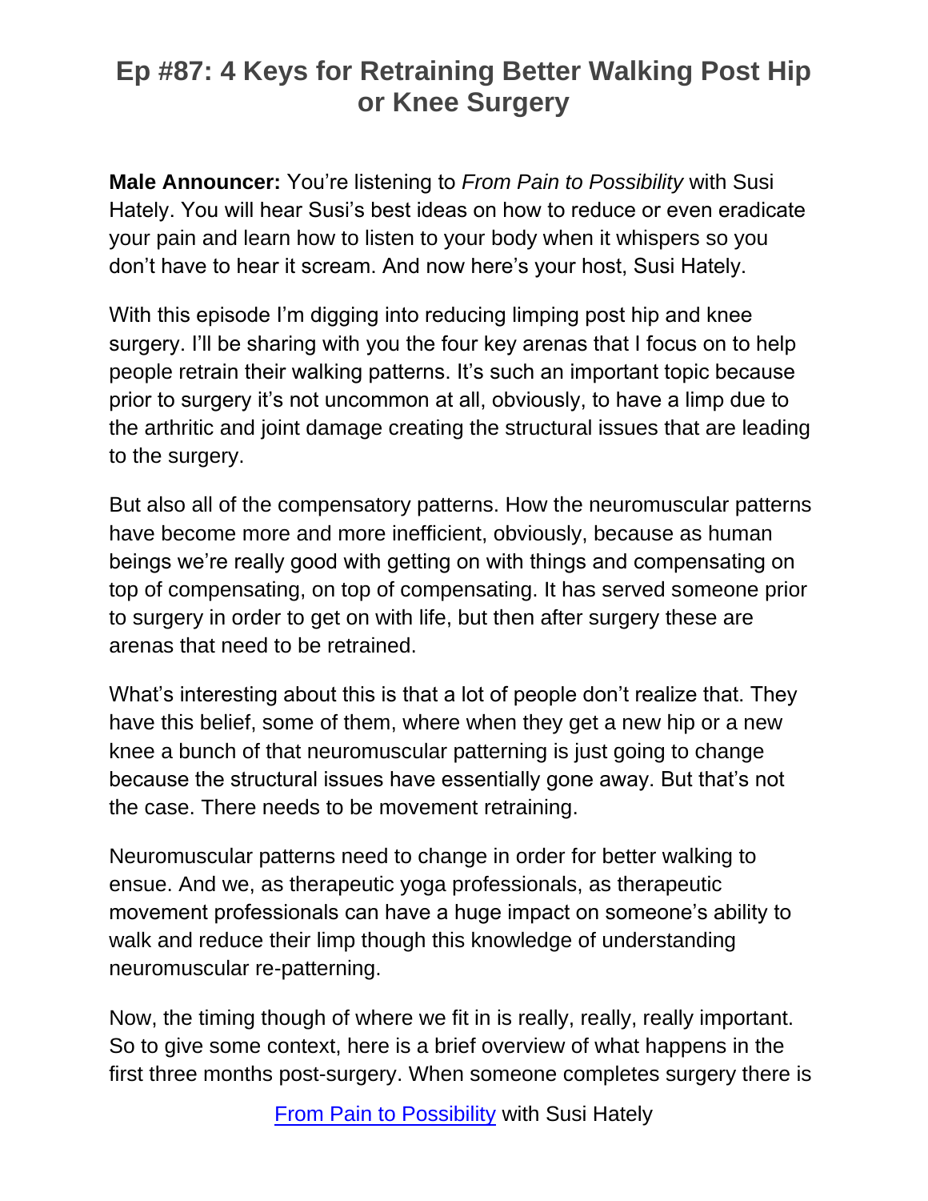# Ep #87: 4 Keys for Retraining Better Walking Post Hip or Knee Surgery

**Male Announcer:** You're listening to *From Pain to Possibility* with Susi Hately. You will hear Susi's best ideas on how to reduce or even eradicate your pain and learn how to listen to your body when it whispers so you don't have to hear it scream. And now here's your host, Susi Hately.

With this episode I'm digging into reducing limping post hip and knee surgery. I'll be sharing with you the four key arenas that I focus on to help people retrain their walking patterns. It's such an important topic because prior to surgery it's not uncommon at all, obviously, to have a limp due to the arthritic and joint damage creating the structural issues that are leading to the surgery.

But also all of the compensatory patterns. How the neuromuscular patterns have become more and more inefficient, obviously, because as human beings we're really good with getting on with things and compensating on top of compensating, on top of compensating. It has served someone prior to surgery in order to get on with life, but then after surgery these are arenas that need to be retrained.

What's interesting about this is that a lot of people don't realize that. They have this belief, some of them, where when they get a new hip or a new knee a bunch of that neuromuscular patterning is just going to change because the structural issues have essentially gone away. But that's not the case. There needs to be movement retraining.

Neuromuscular patterns need to change in order for better walking to ensue. And we, as therapeutic yoga professionals, as therapeutic movement professionals can have a huge impact on someone's ability to walk and reduce their limp though this knowledge of understanding neuromuscular re-patterning.

Now, the timing though of where we fit in is really, really, really important. So to give some context, here is a brief overview of what happens in the first three months post-surgery. When someone completes surgery there is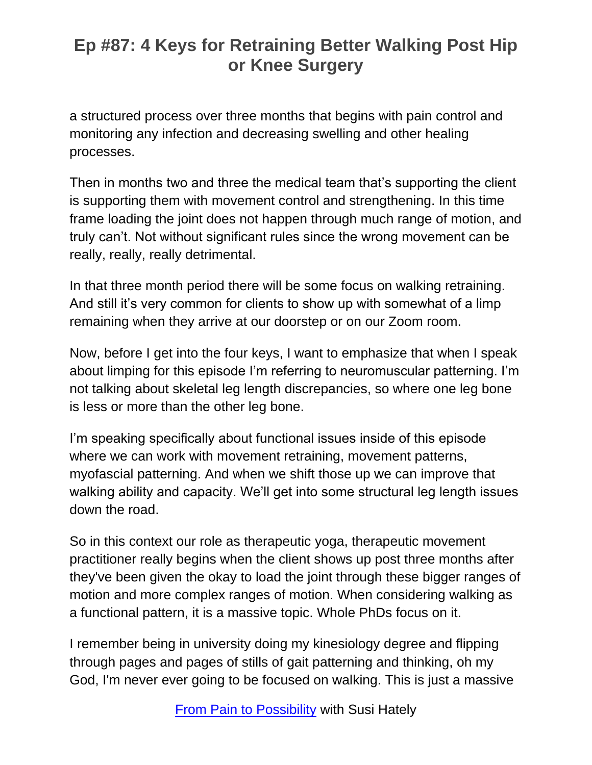a structured process over three months that begins with pain control and monitoring any infection and decreasing swelling and other healing processes.

Then in months two and three the medical team that's supporting the client is supporting them with movement control and strengthening. In this time frame loading the joint does not happen through much range of motion, and truly can't. Not without significant rules since the wrong movement can be really, really, really detrimental.

In that three month period there will be some focus on walking retraining. And still it's very common for clients to show up with somewhat of a limp remaining when they arrive at our doorstep or on our Zoom room.

Now, before I get into the four keys, I want to emphasize that when I speak about limping for this episode I'm referring to neuromuscular patterning. I'm not talking about skeletal leg length discrepancies, so where one leg bone is less or more than the other leg bone.

I'm speaking specifically about functional issues inside of this episode where we can work with movement retraining, movement patterns, myofascial patterning. And when we shift those up we can improve that walking ability and capacity. We'll get into some structural leg length issues down the road.

So in this context our role as therapeutic yoga, therapeutic movement practitioner really begins when the client shows up post three months after they've been given the okay to load the joint through these bigger ranges of motion and more complex ranges of motion. When considering walking as a functional pattern, it is a massive topic. Whole PhDs focus on it.

I remember being in university doing my kinesiology degree and flipping through pages and pages of stills of gait patterning and thinking, oh my God, I'm never ever going to be focused on walking. This is just a massive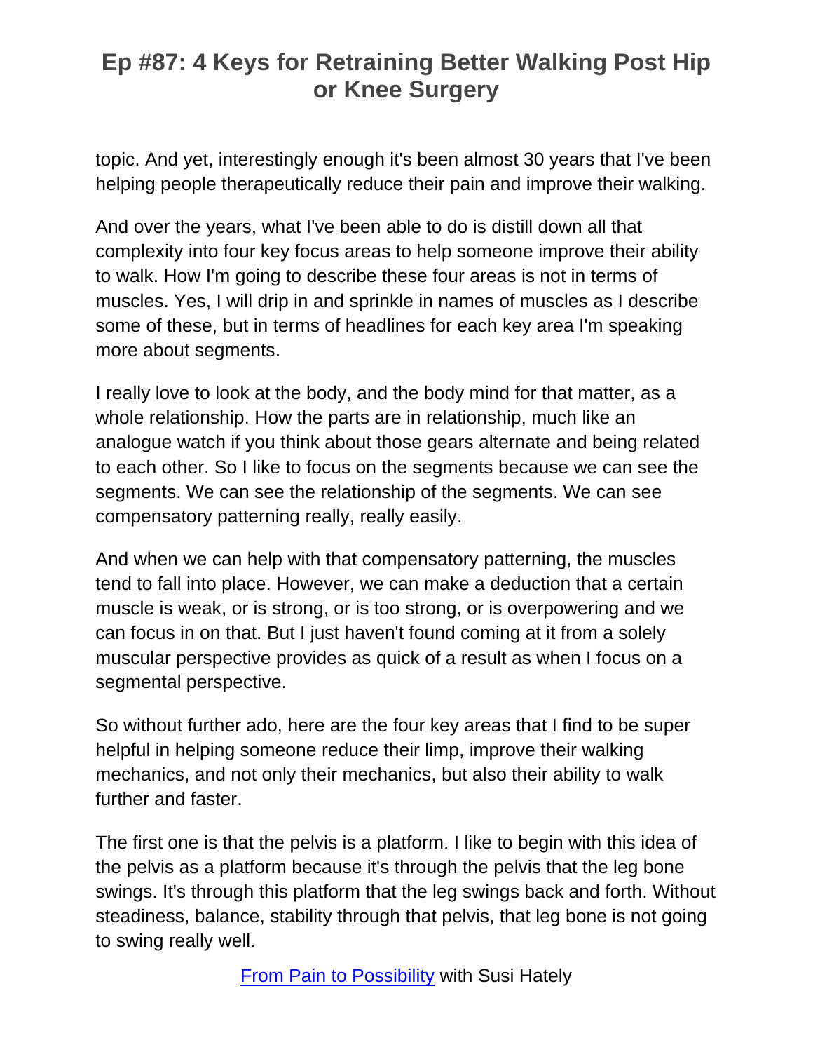topic. And yet, interestingly enough it's been almost 30 years that I've been helping people therapeutically reduce their pain and improve their walking.

And over the years, what I've been able to do is distill down all that complexity into four key focus areas to help someone improve their ability to walk. How I'm going to describe these four areas is not in terms of muscles. Yes, I will drip in and sprinkle in names of muscles as I describe some of these, but in terms of headlines for each key area I'm speaking more about segments.

I really love to look at the body, and the body mind for that matter, as a whole relationship. How the parts are in relationship, much like an analogue watch if you think about those gears alternate and being related to each other. So I like to focus on the segments because we can see the segments. We can see the relationship of the segments. We can see compensatory patterning really, really easily.

And when we can help with that compensatory patterning, the muscles tend to fall into place. However, we can make a deduction that a certain muscle is weak, or is strong, or is too strong, or is overpowering and we can focus in on that. But I just haven't found coming at it from a solely muscular perspective provides as quick of a result as when I focus on a segmental perspective.

So without further ado, here are the four key areas that I find to be super helpful in helping someone reduce their limp, improve their walking mechanics, and not only their mechanics, but also their ability to walk further and faster.

The first one is that the pelvis is a platform. I like to begin with this idea of the pelvis as a platform because it's through the pelvis that the leg bone swings. It's through this platform that the leg swings back and forth. Without steadiness, balance, stability through that pelvis, that leg bone is not going to swing really well.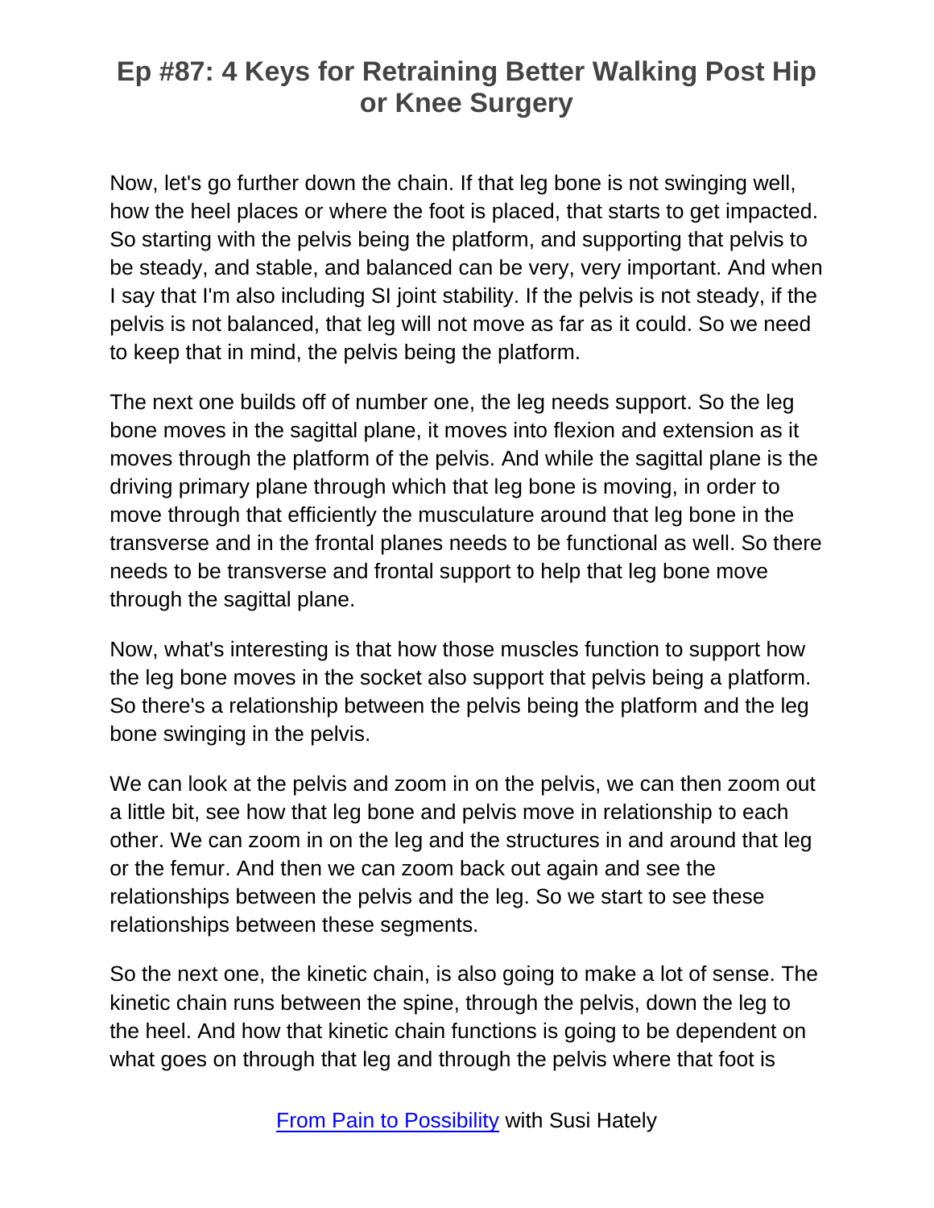Now, let's go further down the chain. If that leg bone is not swinging well, how the heel places or where the foot is placed, that starts to get impacted. So starting with the pelvis being the platform, and supporting that pelvis to be steady, and stable, and balanced can be very, very important. And when I say that I'm also including SI joint stability. If the pelvis is not steady, if the pelvis is not balanced, that leg will not move as far as it could. So we need to keep that in mind, the pelvis being the platform.

The next one builds off of number one, the leg needs support. So the leg bone moves in the sagittal plane, it moves into flexion and extension as it moves through the platform of the pelvis. And while the sagittal plane is the driving primary plane through which that leg bone is moving, in order to move through that efficiently the musculature around that leg bone in the transverse and in the frontal planes needs to be functional as well. So there needs to be transverse and frontal support to help that leg bone move through the sagittal plane.

Now, what's interesting is that how those muscles function to support how the leg bone moves in the socket also support that pelvis being a platform. So there's a relationship between the pelvis being the platform and the leg bone swinging in the pelvis.

We can look at the pelvis and zoom in on the pelvis, we can then zoom out a little bit, see how that leg bone and pelvis move in relationship to each other. We can zoom in on the leg and the structures in and around that leg or the femur. And then we can zoom back out again and see the relationships between the pelvis and the leg. So we start to see these relationships between these segments.

So the next one, the kinetic chain, is also going to make a lot of sense. The kinetic chain runs between the spine, through the pelvis, down the leg to the heel. And how that kinetic chain functions is going to be dependent on what goes on through that leg and through the pelvis where that foot is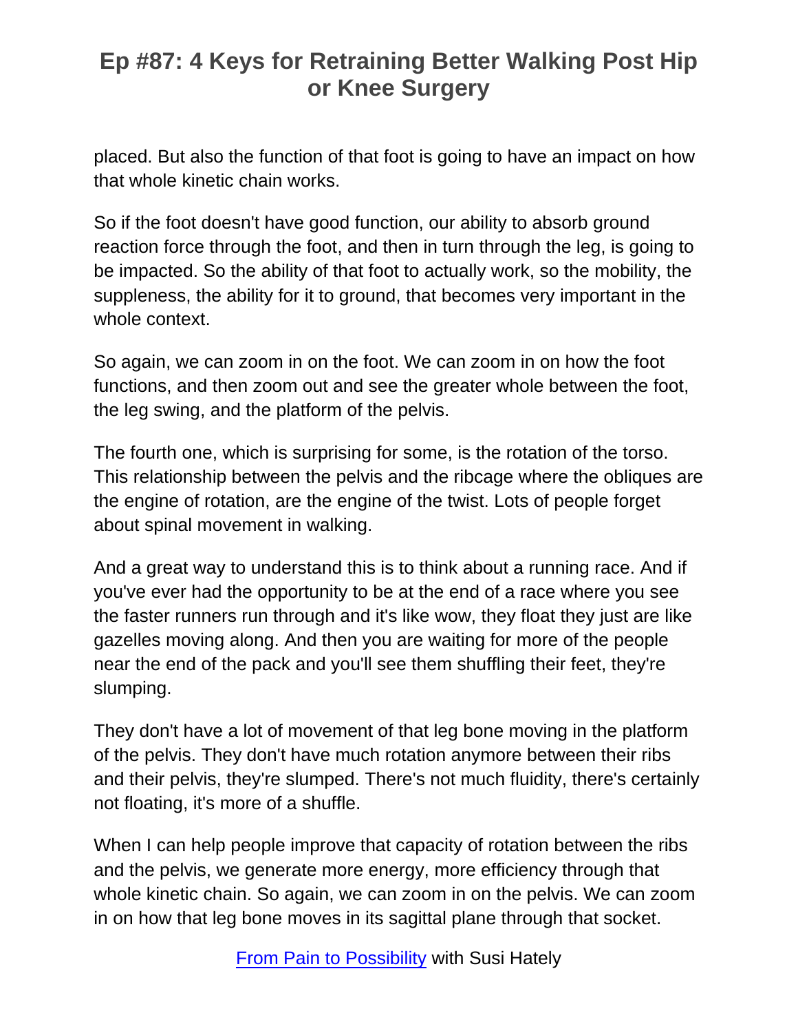placed. But also the function of that foot is going to have an impact on how that whole kinetic chain works.

So if the foot doesn't have good function, our ability to absorb ground reaction force through the foot, and then in turn through the leg, is going to be impacted. So the ability of that foot to actually work, so the mobility, the suppleness, the ability for it to ground, that becomes very important in the whole context.

So again, we can zoom in on the foot. We can zoom in on how the foot functions, and then zoom out and see the greater whole between the foot, the leg swing, and the platform of the pelvis.

The fourth one, which is surprising for some, is the rotation of the torso. This relationship between the pelvis and the ribcage where the obliques are the engine of rotation, are the engine of the twist. Lots of people forget about spinal movement in walking.

And a great way to understand this is to think about a running race. And if you've ever had the opportunity to be at the end of a race where you see the faster runners run through and it's like wow, they float they just are like gazelles moving along. And then you are waiting for more of the people near the end of the pack and you'll see them shuffling their feet, they're slumping.

They don't have a lot of movement of that leg bone moving in the platform of the pelvis. They don't have much rotation anymore between their ribs and their pelvis, they're slumped. There's not much fluidity, there's certainly not floating, it's more of a shuffle.

When I can help people improve that capacity of rotation between the ribs and the pelvis, we generate more energy, more efficiency through that whole kinetic chain. So again, we can zoom in on the pelvis. We can zoom in on how that leg bone moves in its sagittal plane through that socket.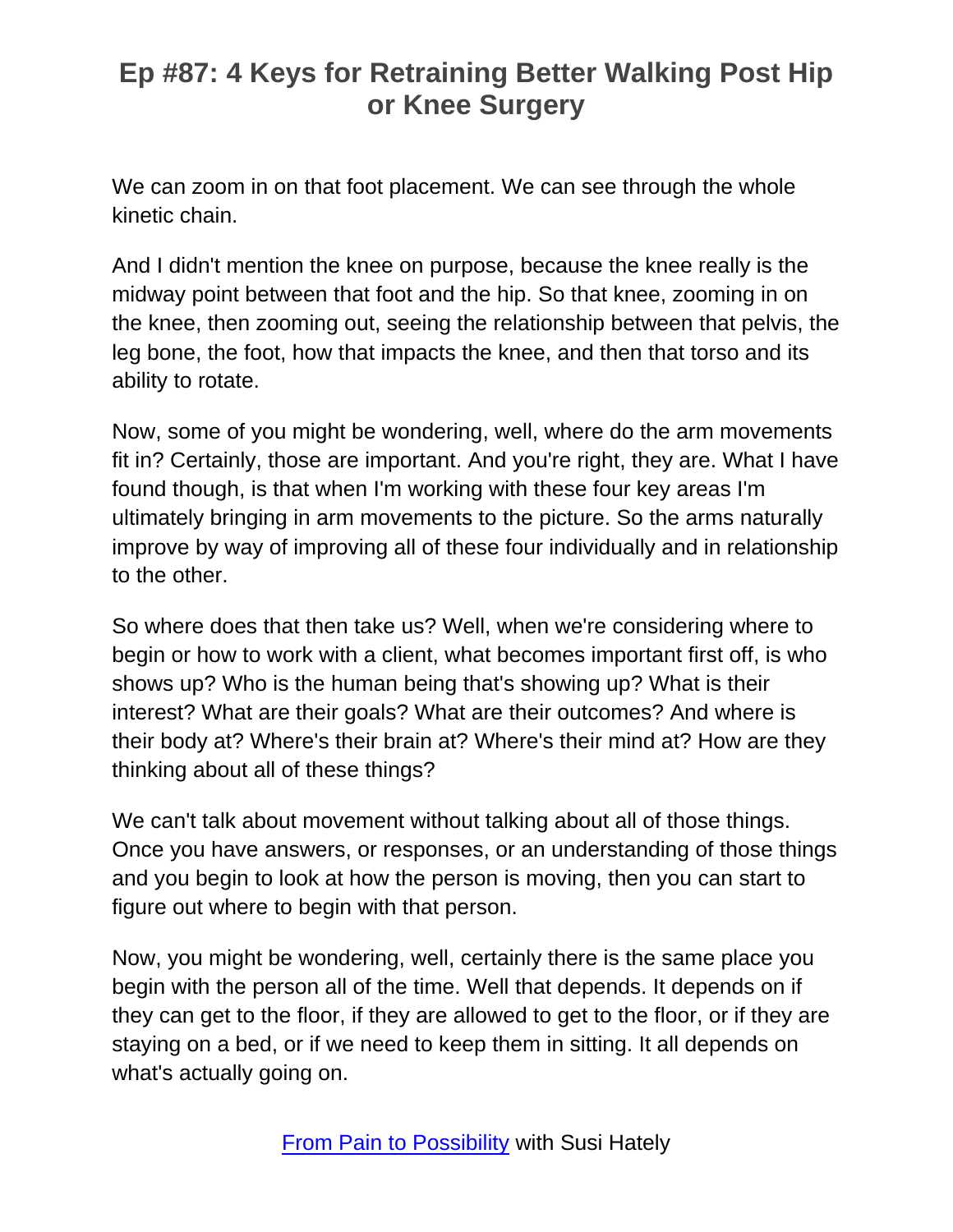We can zoom in on that foot placement. We can see through the whole kinetic chain.

And I didn't mention the knee on purpose, because the knee really is the midway point between that foot and the hip. So that knee, zooming in on the knee, then zooming out, seeing the relationship between that pelvis, the leg bone, the foot, how that impacts the knee, and then that torso and its ability to rotate.

Now, some of you might be wondering, well, where do the arm movements fit in? Certainly, those are important. And you're right, they are. What I have found though, is that when I'm working with these four key areas I'm ultimately bringing in arm movements to the picture. So the arms naturally improve by way of improving all of these four individually and in relationship to the other.

So where does that then take us? Well, when we're considering where to begin or how to work with a client, what becomes important first off, is who shows up? Who is the human being that's showing up? What is their interest? What are their goals? What are their outcomes? And where is their body at? Where's their brain at? Where's their mind at? How are they thinking about all of these things?

We can't talk about movement without talking about all of those things. Once you have answers, or responses, or an understanding of those things and you begin to look at how the person is moving, then you can start to figure out where to begin with that person.

Now, you might be wondering, well, certainly there is the same place you begin with the person all of the time. Well that depends. It depends on if they can get to the floor, if they are allowed to get to the floor, or if they are staying on a bed, or if we need to keep them in sitting. It all depends on what's actually going on.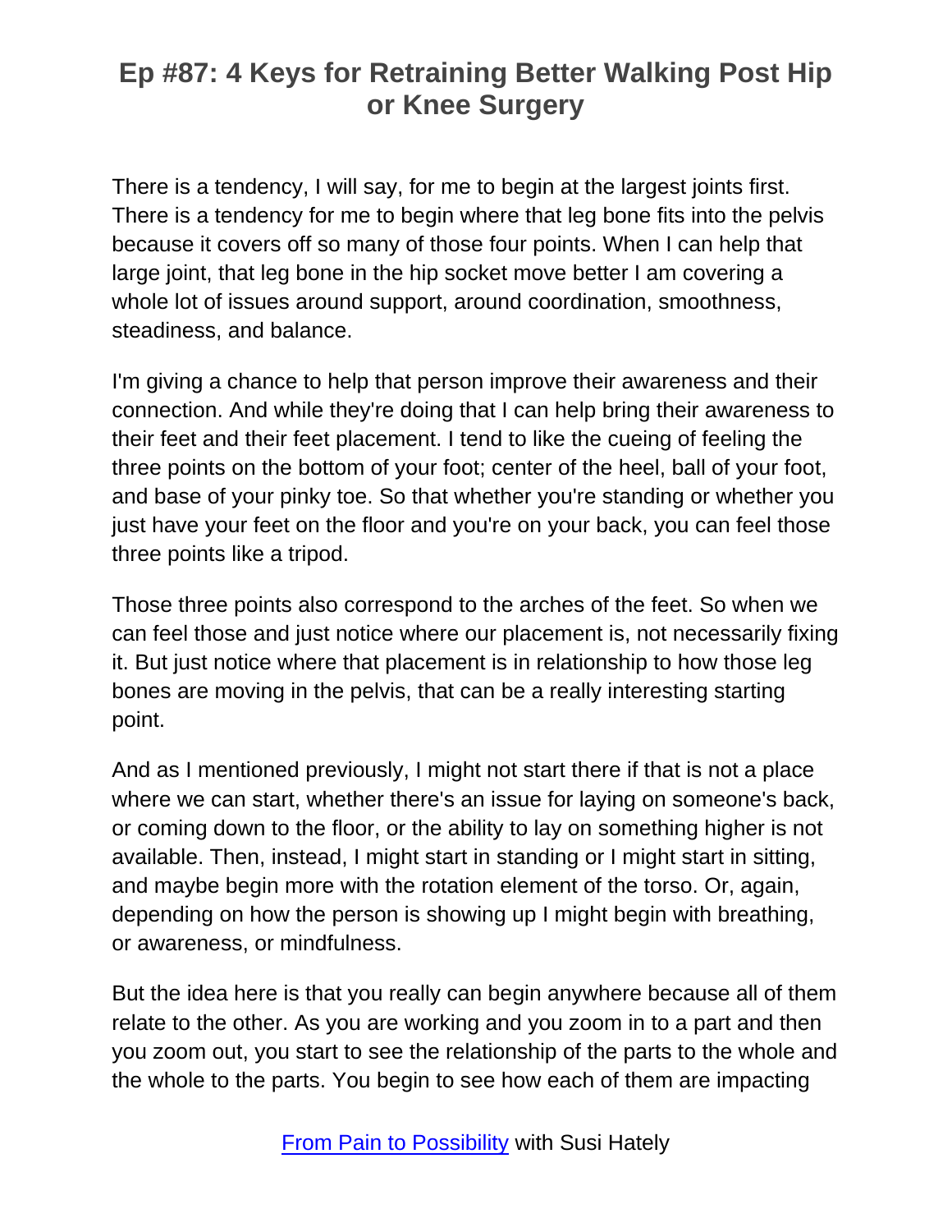There is a tendency, I will say, for me to begin at the largest joints first. There is a tendency for me to begin where that leg bone fits into the pelvis because it covers off so many of those four points. When I can help that large joint, that leg bone in the hip socket move better I am covering a whole lot of issues around support, around coordination, smoothness, steadiness, and balance.

I'm giving a chance to help that person improve their awareness and their connection. And while they're doing that I can help bring their awareness to their feet and their feet placement. I tend to like the cueing of feeling the three points on the bottom of your foot; center of the heel, ball of your foot, and base of your pinky toe. So that whether you're standing or whether you just have your feet on the floor and you're on your back, you can feel those three points like a tripod.

Those three points also correspond to the arches of the feet. So when we can feel those and just notice where our placement is, not necessarily fixing it. But just notice where that placement is in relationship to how those leg bones are moving in the pelvis, that can be a really interesting starting point.

And as I mentioned previously, I might not start there if that is not a place where we can start, whether there's an issue for laying on someone's back, or coming down to the floor, or the ability to lay on something higher is not available. Then, instead, I might start in standing or I might start in sitting, and maybe begin more with the rotation element of the torso. Or, again, depending on how the person is showing up I might begin with breathing, or awareness, or mindfulness.

But the idea here is that you really can begin anywhere because all of them relate to the other. As you are working and you zoom in to a part and then you zoom out, you start to see the relationship of the parts to the whole and the whole to the parts. You begin to see how each of them are impacting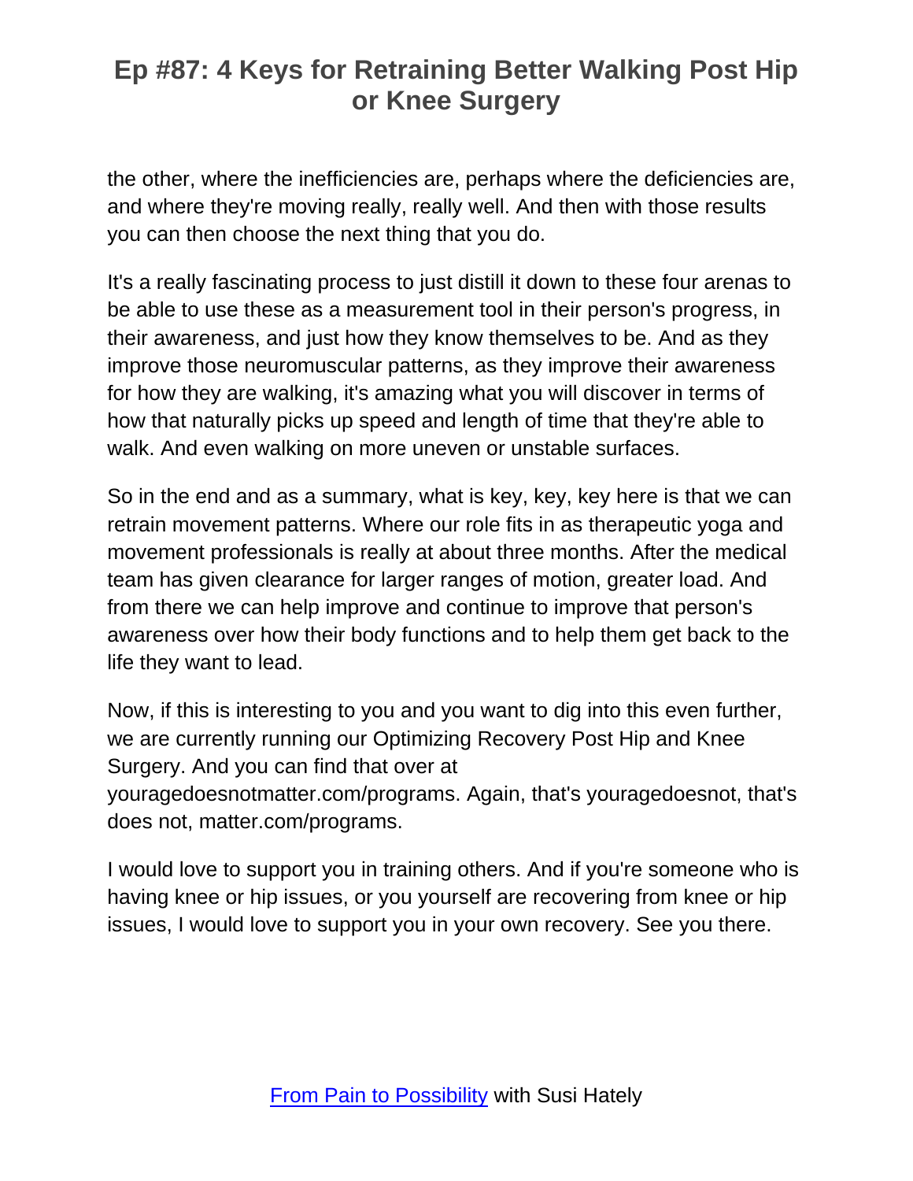the other, where the inefficiencies are, perhaps where the deficiencies are, and where they're moving really, really well. And then with those results you can then choose the next thing that you do.

It's a really fascinating process to just distill it down to these four arenas to be able to use these as a measurement tool in their person's progress, in their awareness, and just how they know themselves to be. And as they improve those neuromuscular patterns, as they improve their awareness for how they are walking, it's amazing what you will discover in terms of how that naturally picks up speed and length of time that they're able to walk. And even walking on more uneven or unstable surfaces.

So in the end and as a summary, what is key, key, key here is that we can retrain movement patterns. Where our role fits in as therapeutic yoga and movement professionals is really at about three months. After the medical team has given clearance for larger ranges of motion, greater load. And from there we can help improve and continue to improve that person's awareness over how their body functions and to help them get back to the life they want to lead.

Now, if this is interesting to you and you want to dig into this even further, we are currently running our Optimizing Recovery Post Hip and Knee Surgery. And you can find that over at youragedoesnotmatter.com/programs. Again, that's youragedoesnot, that's does not, matter.com/programs.

I would love to support you in training others. And if you're someone who is having knee or hip issues, or you yourself are recovering from knee or hip issues, I would love to support you in your own recovery. See you there.